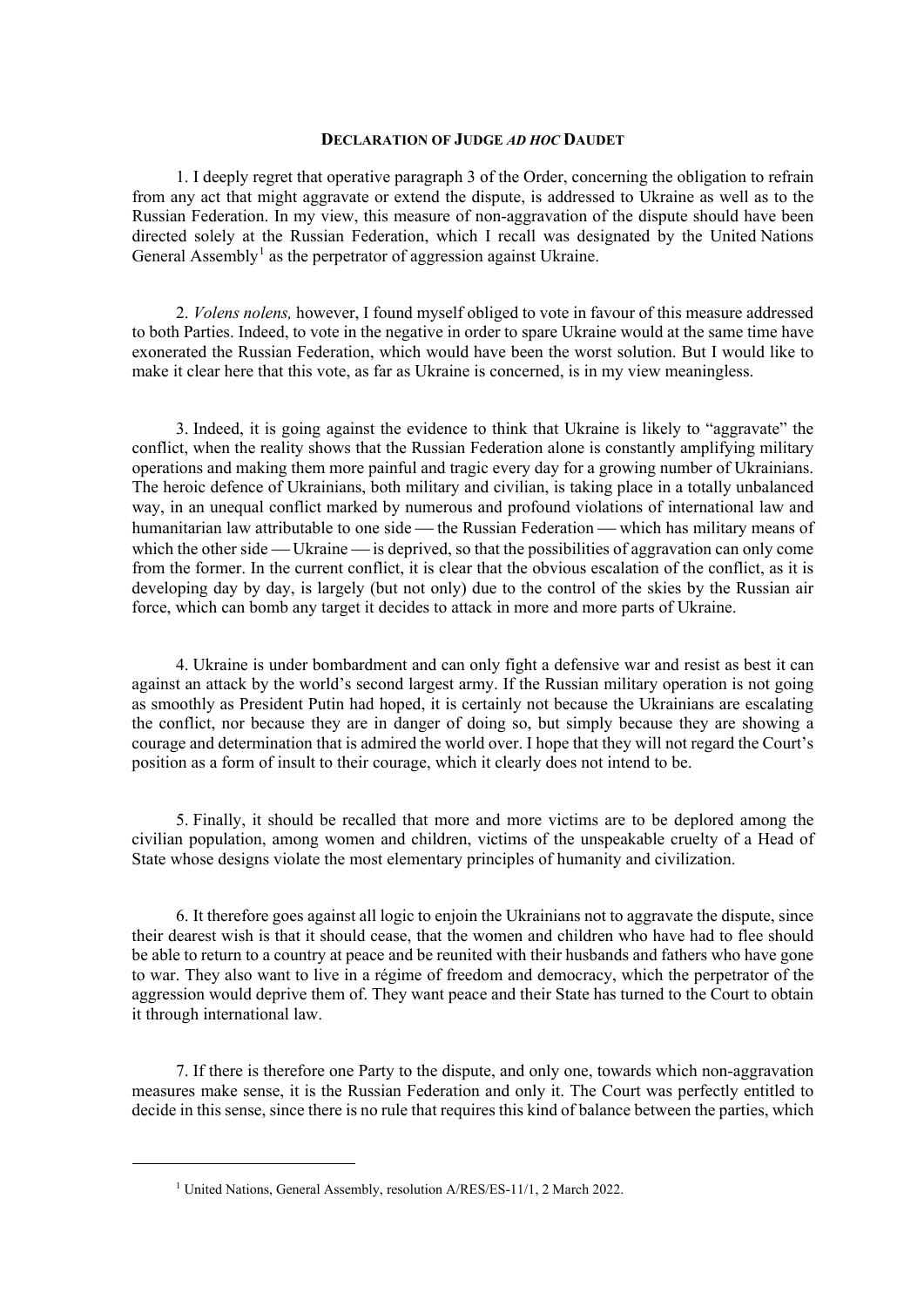**DECLARATION OF JUDGE *AD HOC* DAUDET**

1. I deeply regret that operative paragraph 3 of the Order, concerning the obligation to refrain from any act that might aggravate or extend the dispute, is addressed to Ukraine as well as to the Russian Federation. In my view, this measure of non-aggravation of the dispute should have been directed solely at the Russian Federation, which I recall was designated by the United Nations General Assembly[1] as the perpetrator of aggression against Ukraine.

2. *Volens nolens,* however, I found myself obliged to vote in favour of this measure addressed to both Parties. Indeed, to vote in the negative in order to spare Ukraine would at the same time have exonerated the Russian Federation, which would have been the worst solution. But I would like to make it clear here that this vote, as far as Ukraine is concerned, is in my view meaningless.

3. Indeed, it is going against the evidence to think that Ukraine is likely to "aggravate" the conflict, when the reality shows that the Russian Federation alone is constantly amplifying military operations and making them more painful and tragic every day for a growing number of Ukrainians. The heroic defence of Ukrainians, both military and civilian, is taking place in a totally unbalanced way, in an unequal conflict marked by numerous and profound violations of international law and humanitarian law attributable to one side — the Russian Federation — which has military means of which the other side — Ukraine — is deprived, so that the possibilities of aggravation can only come from the former. In the current conflict, it is clear that the obvious escalation of the conflict, as it is developing day by day, is largely (but not only) due to the control of the skies by the Russian air force, which can bomb any target it decides to attack in more and more parts of Ukraine.

4. Ukraine is under bombardment and can only fight a defensive war and resist as best it can against an attack by the world's second largest army. If the Russian military operation is not going as smoothly as President Putin had hoped, it is certainly not because the Ukrainians are escalating the conflict, nor because they are in danger of doing so, but simply because they are showing a courage and determination that is admired the world over. I hope that they will not regard the Court's position as a form of insult to their courage, which it clearly does not intend to be.

5. Finally, it should be recalled that more and more victims are to be deplored among the civilian population, among women and children, victims of the unspeakable cruelty of a Head of State whose designs violate the most elementary principles of humanity and civilization.

6. It therefore goes against all logic to enjoin the Ukrainians not to aggravate the dispute, since their dearest wish is that it should cease, that the women and children who have had to flee should be able to return to a country at peace and be reunited with their husbands and fathers who have gone to war. They also want to live in a régime of freedom and democracy, which the perpetrator of the aggression would deprive them of. They want peace and their State has turned to the Court to obtain it through international law.

7. If there is therefore one Party to the dispute, and only one, towards which non-aggravation measures make sense, it is the Russian Federation and only it. The Court was perfectly entitled to decide in this sense, since there is no rule that requires this kind of balance between the parties, which

---

[1] United Nations, General Assembly, resolution A/RES/ES-11/1, 2 March 2022.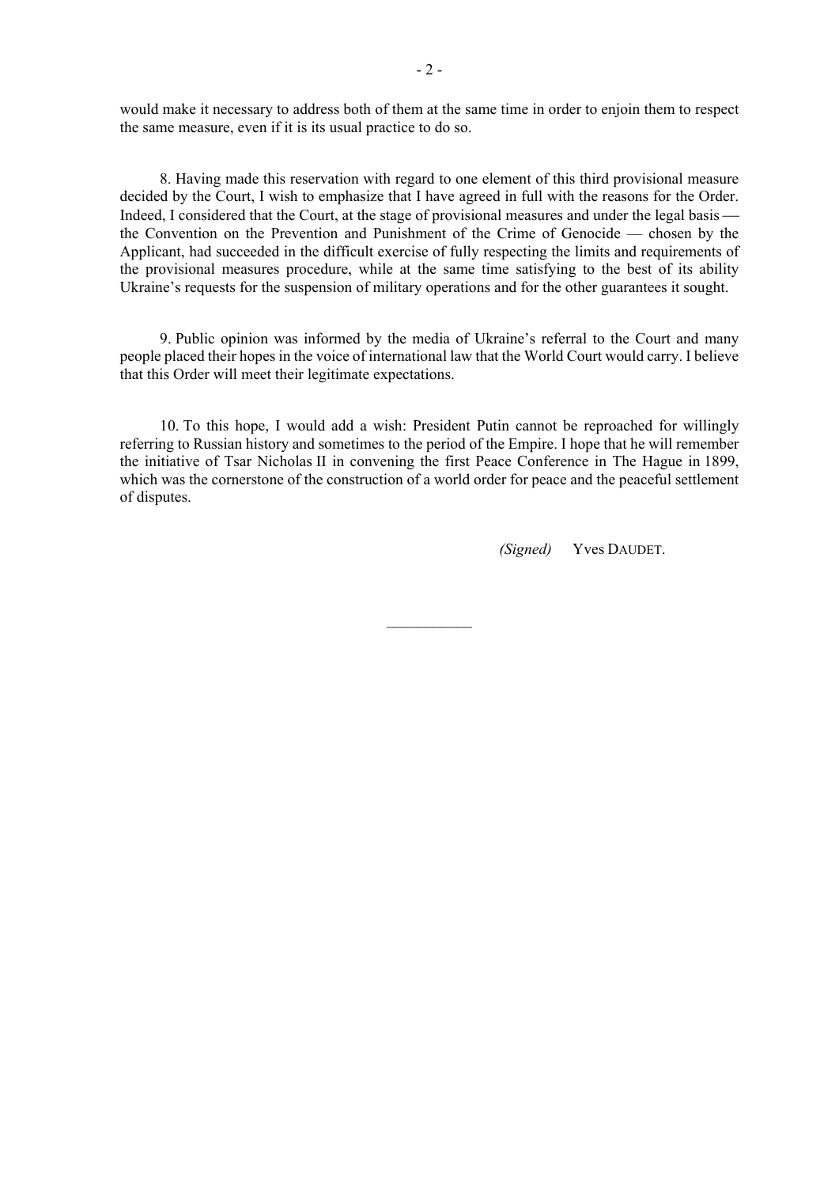would make it necessary to address both of them at the same time in order to enjoin them to respect the same measure, even if it is its usual practice to do so.

8. Having made this reservation with regard to one element of this third provisional measure decided by the Court, I wish to emphasize that I have agreed in full with the reasons for the Order. Indeed, I considered that the Court, at the stage of provisional measures and under the legal basis — the Convention on the Prevention and Punishment of the Crime of Genocide — chosen by the Applicant, had succeeded in the difficult exercise of fully respecting the limits and requirements of the provisional measures procedure, while at the same time satisfying to the best of its ability Ukraine's requests for the suspension of military operations and for the other guarantees it sought.

9. Public opinion was informed by the media of Ukraine's referral to the Court and many people placed their hopes in the voice of international law that the World Court would carry. I believe that this Order will meet their legitimate expectations.

10. To this hope, I would add a wish: President Putin cannot be reproached for willingly referring to Russian history and sometimes to the period of the Empire. I hope that he will remember the initiative of Tsar Nicholas II in convening the first Peace Conference in The Hague in 1899, which was the cornerstone of the construction of a world order for peace and the peaceful settlement of disputes.

*(Signed)* Yves DAUDET.

___________